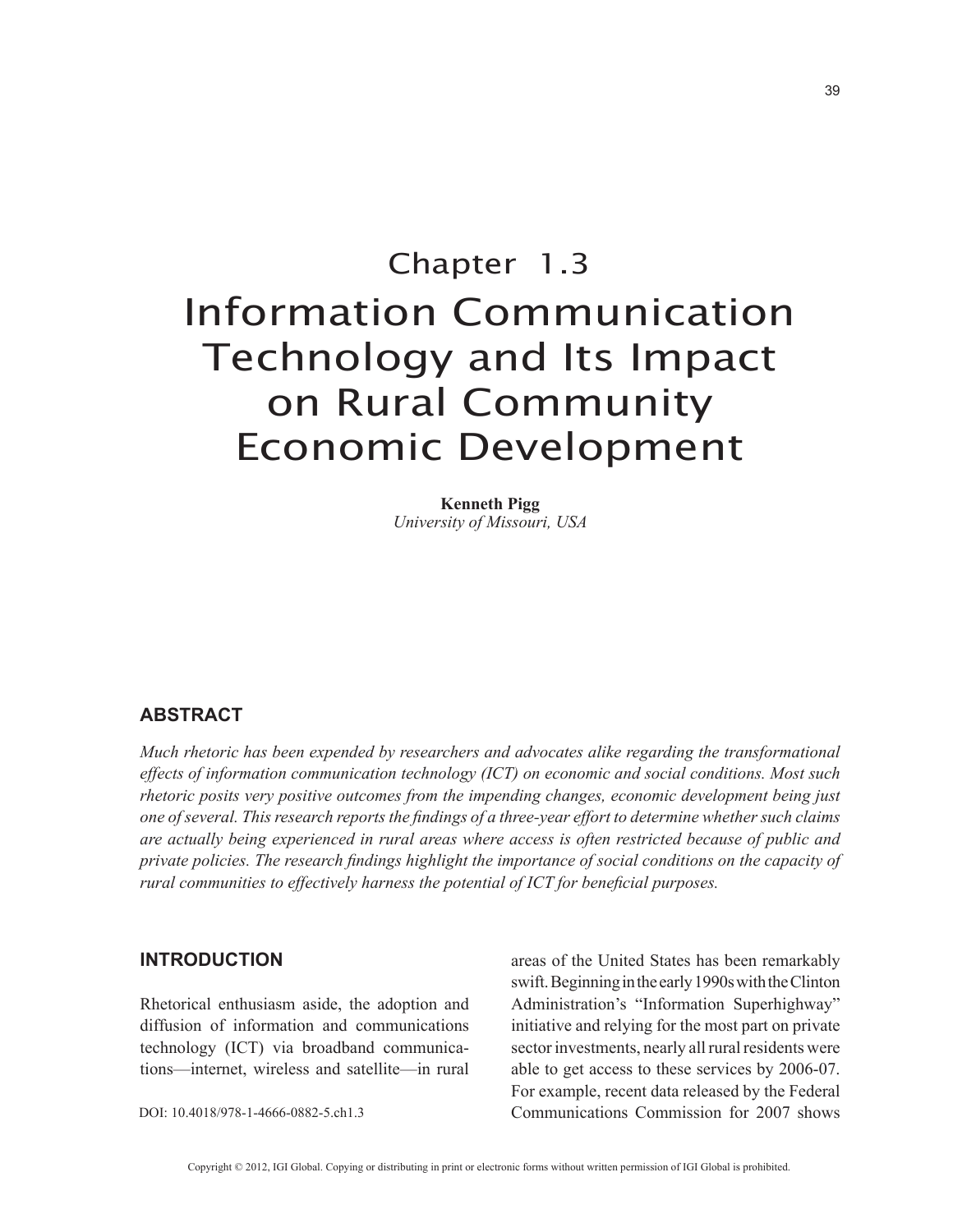# Chapter 1.3

# Information Communication Technology and Its Impact on Rural Community Economic Development

**Kenneth Pigg**
*University of Missouri, USA*

## ABSTRACT

*Much rhetoric has been expended by researchers and advocates alike regarding the transformational effects of information communication technology (ICT) on economic and social conditions. Most such rhetoric posits very positive outcomes from the impending changes, economic development being just one of several. This research reports the findings of a three-year effort to determine whether such claims are actually being experienced in rural areas where access is often restricted because of public and private policies. The research findings highlight the importance of social conditions on the capacity of rural communities to effectively harness the potential of ICT for beneficial purposes.*

## INTRODUCTION

Rhetorical enthusiasm aside, the adoption and diffusion of information and communications technology (ICT) via broadband communications—internet, wireless and satellite—in rural areas of the United States has been remarkably swift. Beginning in the early 1990s with the Clinton Administration's "Information Superhighway" initiative and relying for the most part on private sector investments, nearly all rural residents were able to get access to these services by 2006-07. For example, recent data released by the Federal Communications Commission for 2007 shows

DOI: 10.4018/978-1-4666-0882-5.ch1.3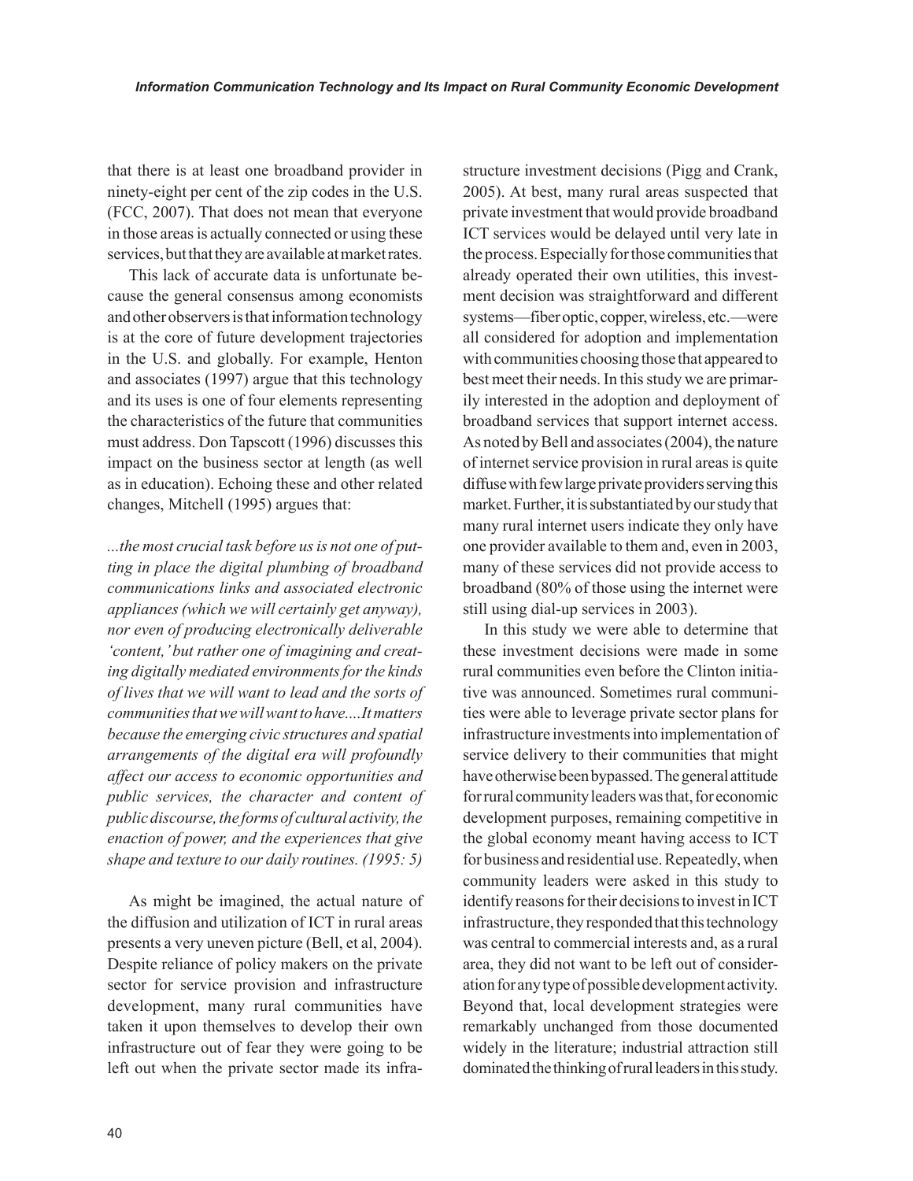that there is at least one broadband provider in ninety-eight per cent of the zip codes in the U.S. (FCC, 2007). That does not mean that everyone in those areas is actually connected or using these services, but that they are available at market rates.

This lack of accurate data is unfortunate because the general consensus among economists and other observers is that information technology is at the core of future development trajectories in the U.S. and globally. For example, Henton and associates (1997) argue that this technology and its uses is one of four elements representing the characteristics of the future that communities must address. Don Tapscott (1996) discusses this impact on the business sector at length (as well as in education). Echoing these and other related changes, Mitchell (1995) argues that:

*...the most crucial task before us is not one of putting in place the digital plumbing of broadband communications links and associated electronic appliances (which we will certainly get anyway), nor even of producing electronically deliverable 'content,' but rather one of imagining and creating digitally mediated environments for the kinds of lives that we will want to lead and the sorts of communities that we will want to have....It matters because the emerging civic structures and spatial arrangements of the digital era will profoundly affect our access to economic opportunities and public services, the character and content of public discourse, the forms of cultural activity, the enaction of power, and the experiences that give shape and texture to our daily routines. (1995: 5)*

As might be imagined, the actual nature of the diffusion and utilization of ICT in rural areas presents a very uneven picture (Bell, et al, 2004). Despite reliance of policy makers on the private sector for service provision and infrastructure development, many rural communities have taken it upon themselves to develop their own infrastructure out of fear they were going to be left out when the private sector made its infrastructure investment decisions (Pigg and Crank, 2005). At best, many rural areas suspected that private investment that would provide broadband ICT services would be delayed until very late in the process. Especially for those communities that already operated their own utilities, this investment decision was straightforward and different systems—fiber optic, copper, wireless, etc.—were all considered for adoption and implementation with communities choosing those that appeared to best meet their needs. In this study we are primarily interested in the adoption and deployment of broadband services that support internet access. As noted by Bell and associates (2004), the nature of internet service provision in rural areas is quite diffuse with few large private providers serving this market. Further, it is substantiated by our study that many rural internet users indicate they only have one provider available to them and, even in 2003, many of these services did not provide access to broadband (80% of those using the internet were still using dial-up services in 2003).

In this study we were able to determine that these investment decisions were made in some rural communities even before the Clinton initiative was announced. Sometimes rural communities were able to leverage private sector plans for infrastructure investments into implementation of service delivery to their communities that might have otherwise been bypassed. The general attitude for rural community leaders was that, for economic development purposes, remaining competitive in the global economy meant having access to ICT for business and residential use. Repeatedly, when community leaders were asked in this study to identify reasons for their decisions to invest in ICT infrastructure, they responded that this technology was central to commercial interests and, as a rural area, they did not want to be left out of consideration for any type of possible development activity. Beyond that, local development strategies were remarkably unchanged from those documented widely in the literature; industrial attraction still dominated the thinking of rural leaders in this study.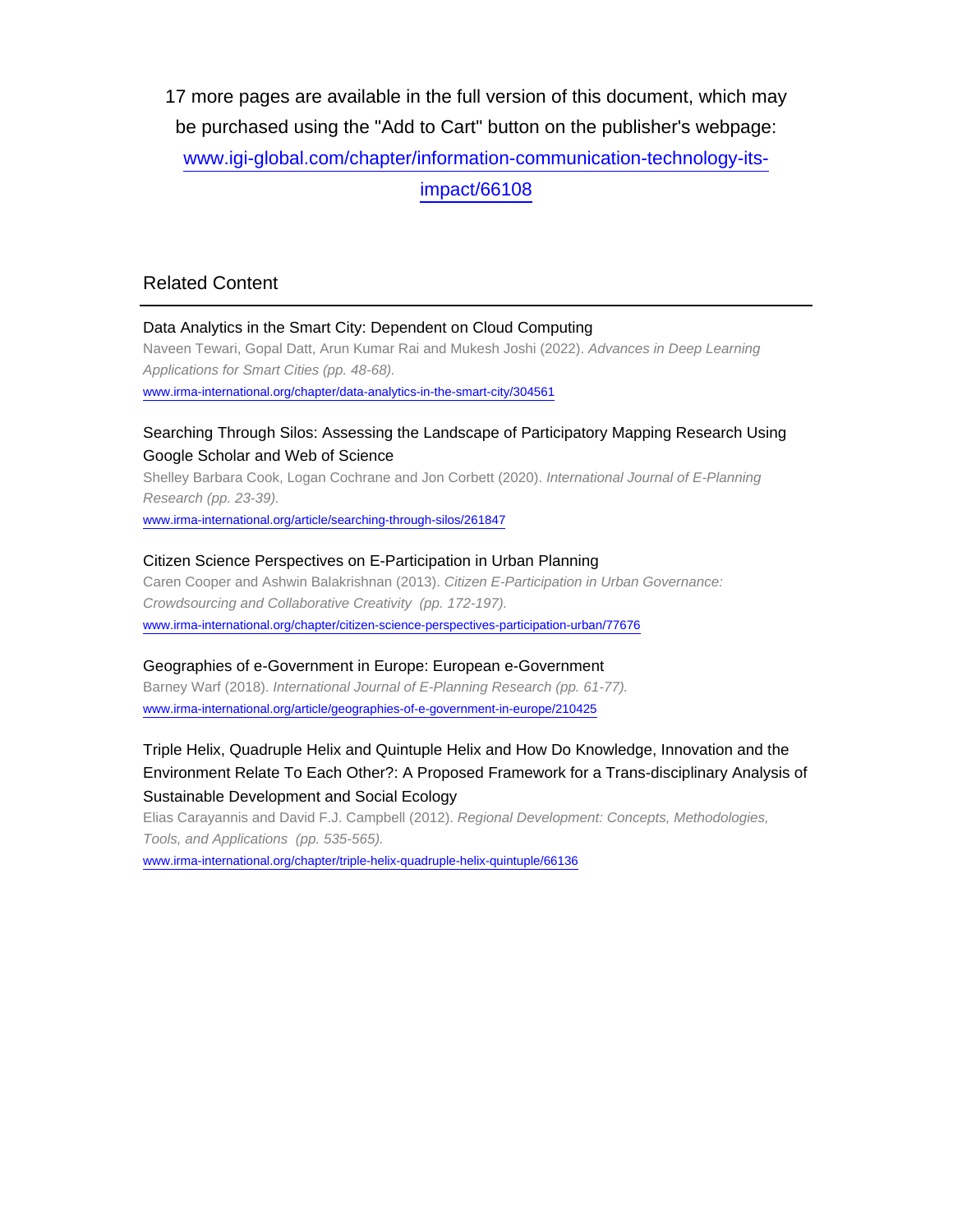17 more pages are available in the full version of this document, which may be purchased using the "Add to Cart" button on the publisher's webpage:
[www.igi-global.com/chapter/information-communication-technology-its-impact/66108](www.igi-global.com/chapter/information-communication-technology-its-impact/66108)

## Related Content

**Data Analytics in the Smart City: Dependent on Cloud Computing**
Naveen Tewari, Gopal Datt, Arun Kumar Rai and Mukesh Joshi (2022). *Advances in Deep Learning Applications for Smart Cities (pp. 48-68).*
[www.irma-international.org/chapter/data-analytics-in-the-smart-city/304561](www.irma-international.org/chapter/data-analytics-in-the-smart-city/304561)

**Searching Through Silos: Assessing the Landscape of Participatory Mapping Research Using Google Scholar and Web of Science**
Shelley Barbara Cook, Logan Cochrane and Jon Corbett (2020). *International Journal of E-Planning Research (pp. 23-39).*
[www.irma-international.org/article/searching-through-silos/261847](www.irma-international.org/article/searching-through-silos/261847)

**Citizen Science Perspectives on E-Participation in Urban Planning**
Caren Cooper and Ashwin Balakrishnan (2013). *Citizen E-Participation in Urban Governance: Crowdsourcing and Collaborative Creativity (pp. 172-197).*
[www.irma-international.org/chapter/citizen-science-perspectives-participation-urban/77676](www.irma-international.org/chapter/citizen-science-perspectives-participation-urban/77676)

**Geographies of e-Government in Europe: European e-Government**
Barney Warf (2018). *International Journal of E-Planning Research (pp. 61-77).*
[www.irma-international.org/article/geographies-of-e-government-in-europe/210425](www.irma-international.org/article/geographies-of-e-government-in-europe/210425)

**Triple Helix, Quadruple Helix and Quintuple Helix and How Do Knowledge, Innovation and the Environment Relate To Each Other?: A Proposed Framework for a Trans-disciplinary Analysis of Sustainable Development and Social Ecology**
Elias Carayannis and David F.J. Campbell (2012). *Regional Development: Concepts, Methodologies, Tools, and Applications (pp. 535-565).*
[www.irma-international.org/chapter/triple-helix-quadruple-helix-quintuple/66136](www.irma-international.org/chapter/triple-helix-quadruple-helix-quintuple/66136)